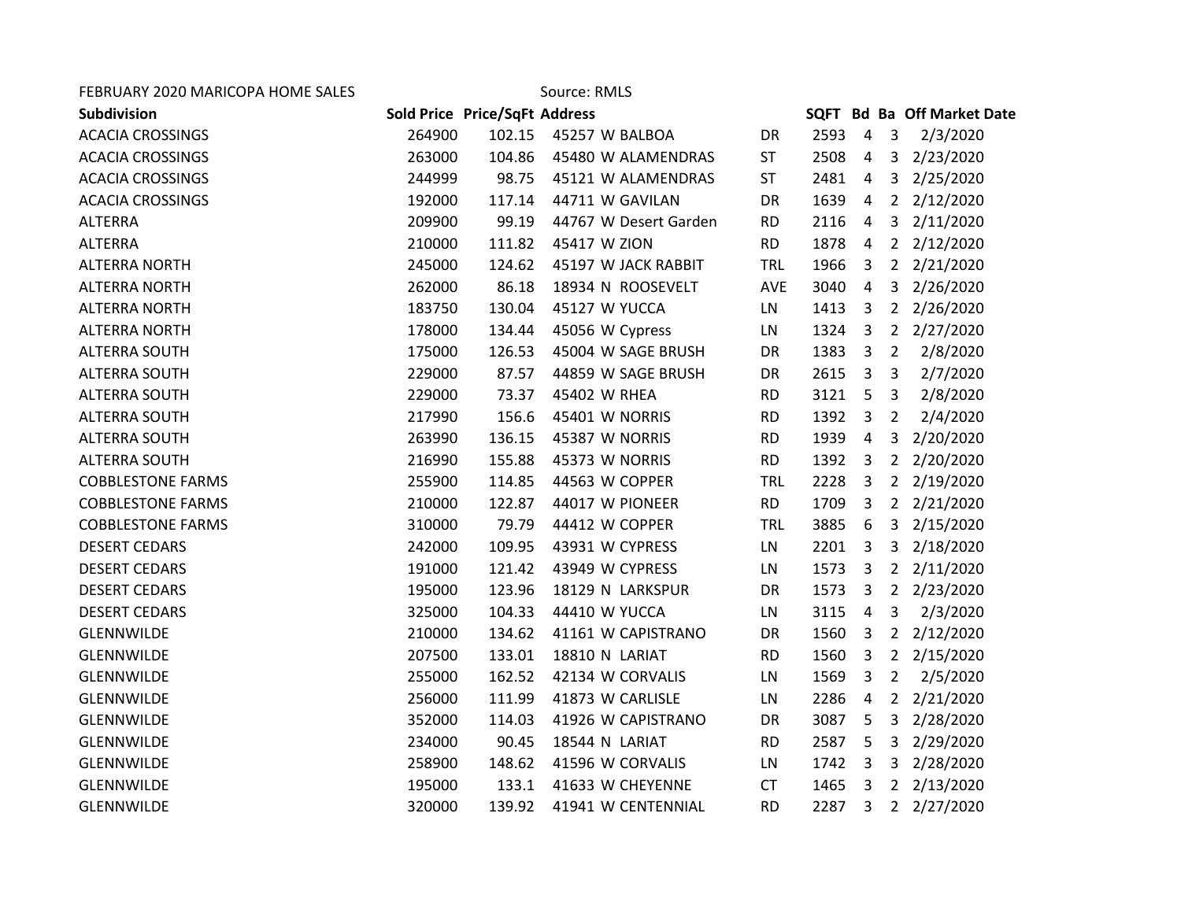FEBRUARY 2020 MARICOPA HOME SALES Source: RMLS

| Subdivision | Sold Price | Price/SqFt | Address | | SQFT | Bd | Ba | Off Market Date |
|---|---|---|---|---|---|---|---|---|
| ACACIA CROSSINGS | 264900 | 102.15 | 45257 W BALBOA | DR | 2593 | 4 | 3 | 2/3/2020 |
| ACACIA CROSSINGS | 263000 | 104.86 | 45480 W ALAMENDRAS | ST | 2508 | 4 | 3 | 2/23/2020 |
| ACACIA CROSSINGS | 244999 | 98.75 | 45121 W ALAMENDRAS | ST | 2481 | 4 | 3 | 2/25/2020 |
| ACACIA CROSSINGS | 192000 | 117.14 | 44711 W GAVILAN | DR | 1639 | 4 | 2 | 2/12/2020 |
| ALTERRA | 209900 | 99.19 | 44767 W Desert Garden | RD | 2116 | 4 | 3 | 2/11/2020 |
| ALTERRA | 210000 | 111.82 | 45417 W ZION | RD | 1878 | 4 | 2 | 2/12/2020 |
| ALTERRA NORTH | 245000 | 124.62 | 45197 W JACK RABBIT | TRL | 1966 | 3 | 2 | 2/21/2020 |
| ALTERRA NORTH | 262000 | 86.18 | 18934 N ROOSEVELT | AVE | 3040 | 4 | 3 | 2/26/2020 |
| ALTERRA NORTH | 183750 | 130.04 | 45127 W YUCCA | LN | 1413 | 3 | 2 | 2/26/2020 |
| ALTERRA NORTH | 178000 | 134.44 | 45056 W Cypress | LN | 1324 | 3 | 2 | 2/27/2020 |
| ALTERRA SOUTH | 175000 | 126.53 | 45004 W SAGE BRUSH | DR | 1383 | 3 | 2 | 2/8/2020 |
| ALTERRA SOUTH | 229000 | 87.57 | 44859 W SAGE BRUSH | DR | 2615 | 3 | 3 | 2/7/2020 |
| ALTERRA SOUTH | 229000 | 73.37 | 45402 W RHEA | RD | 3121 | 5 | 3 | 2/8/2020 |
| ALTERRA SOUTH | 217990 | 156.6 | 45401 W NORRIS | RD | 1392 | 3 | 2 | 2/4/2020 |
| ALTERRA SOUTH | 263990 | 136.15 | 45387 W NORRIS | RD | 1939 | 4 | 3 | 2/20/2020 |
| ALTERRA SOUTH | 216990 | 155.88 | 45373 W NORRIS | RD | 1392 | 3 | 2 | 2/20/2020 |
| COBBLESTONE FARMS | 255900 | 114.85 | 44563 W COPPER | TRL | 2228 | 3 | 2 | 2/19/2020 |
| COBBLESTONE FARMS | 210000 | 122.87 | 44017 W PIONEER | RD | 1709 | 3 | 2 | 2/21/2020 |
| COBBLESTONE FARMS | 310000 | 79.79 | 44412 W COPPER | TRL | 3885 | 6 | 3 | 2/15/2020 |
| DESERT CEDARS | 242000 | 109.95 | 43931 W CYPRESS | LN | 2201 | 3 | 3 | 2/18/2020 |
| DESERT CEDARS | 191000 | 121.42 | 43949 W CYPRESS | LN | 1573 | 3 | 2 | 2/11/2020 |
| DESERT CEDARS | 195000 | 123.96 | 18129 N LARKSPUR | DR | 1573 | 3 | 2 | 2/23/2020 |
| DESERT CEDARS | 325000 | 104.33 | 44410 W YUCCA | LN | 3115 | 4 | 3 | 2/3/2020 |
| GLENNWILDE | 210000 | 134.62 | 41161 W CAPISTRANO | DR | 1560 | 3 | 2 | 2/12/2020 |
| GLENNWILDE | 207500 | 133.01 | 18810 N LARIAT | RD | 1560 | 3 | 2 | 2/15/2020 |
| GLENNWILDE | 255000 | 162.52 | 42134 W CORVALIS | LN | 1569 | 3 | 2 | 2/5/2020 |
| GLENNWILDE | 256000 | 111.99 | 41873 W CARLISLE | LN | 2286 | 4 | 2 | 2/21/2020 |
| GLENNWILDE | 352000 | 114.03 | 41926 W CAPISTRANO | DR | 3087 | 5 | 3 | 2/28/2020 |
| GLENNWILDE | 234000 | 90.45 | 18544 N LARIAT | RD | 2587 | 5 | 3 | 2/29/2020 |
| GLENNWILDE | 258900 | 148.62 | 41596 W CORVALIS | LN | 1742 | 3 | 3 | 2/28/2020 |
| GLENNWILDE | 195000 | 133.1 | 41633 W CHEYENNE | CT | 1465 | 3 | 2 | 2/13/2020 |
| GLENNWILDE | 320000 | 139.92 | 41941 W CENTENNIAL | RD | 2287 | 3 | 2 | 2/27/2020 |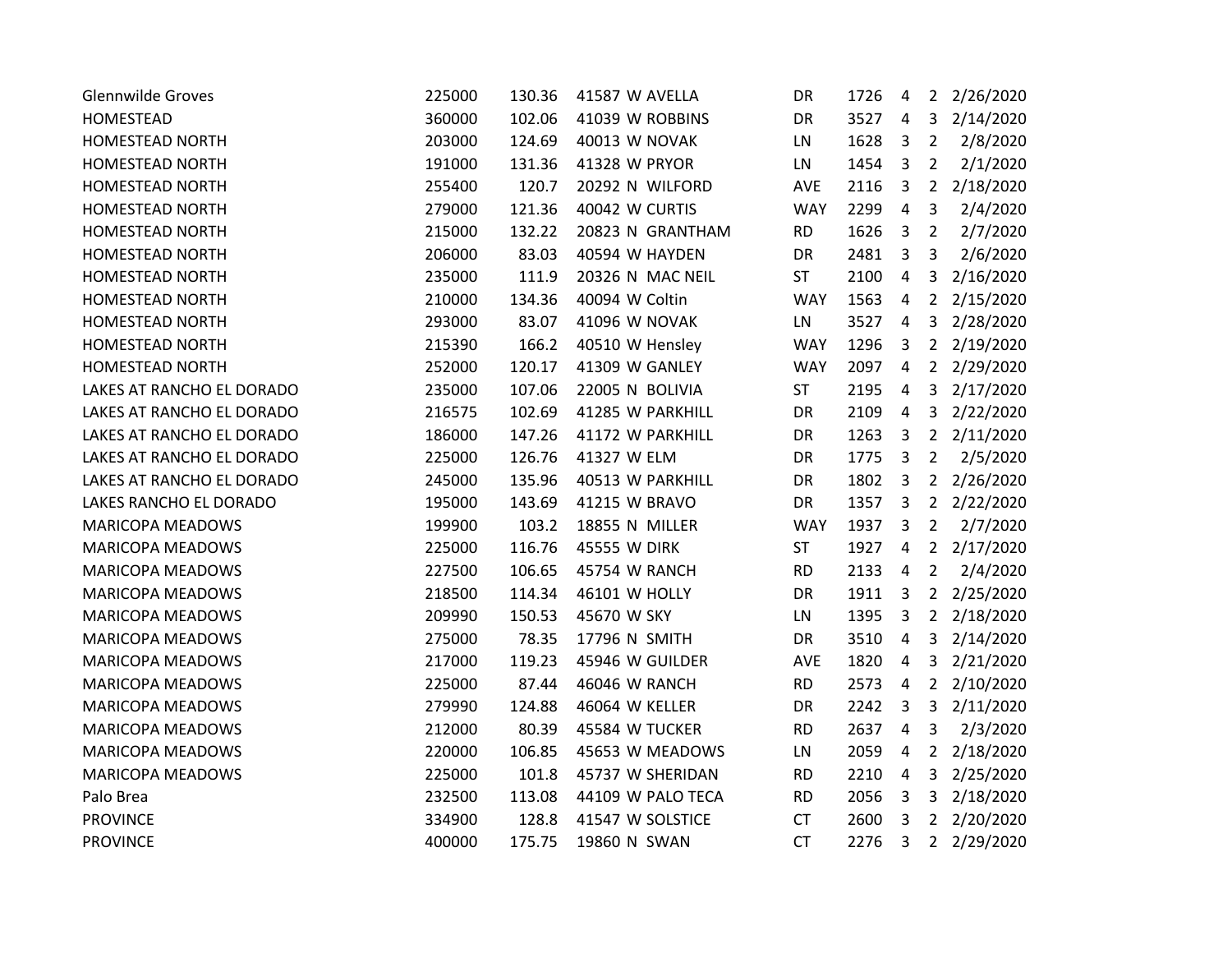| | | | | | | | | |
|---|---|---|---|---|---|---|---|---|
| Glennwilde Groves | 225000 | 130.36 | 41587 W AVELLA | DR | 1726 | 4 | 2 | 2/26/2020 |
| HOMESTEAD | 360000 | 102.06 | 41039 W ROBBINS | DR | 3527 | 4 | 3 | 2/14/2020 |
| HOMESTEAD NORTH | 203000 | 124.69 | 40013 W NOVAK | LN | 1628 | 3 | 2 | 2/8/2020 |
| HOMESTEAD NORTH | 191000 | 131.36 | 41328 W PRYOR | LN | 1454 | 3 | 2 | 2/1/2020 |
| HOMESTEAD NORTH | 255400 | 120.7 | 20292 N WILFORD | AVE | 2116 | 3 | 2 | 2/18/2020 |
| HOMESTEAD NORTH | 279000 | 121.36 | 40042 W CURTIS | WAY | 2299 | 4 | 3 | 2/4/2020 |
| HOMESTEAD NORTH | 215000 | 132.22 | 20823 N GRANTHAM | RD | 1626 | 3 | 2 | 2/7/2020 |
| HOMESTEAD NORTH | 206000 | 83.03 | 40594 W HAYDEN | DR | 2481 | 3 | 3 | 2/6/2020 |
| HOMESTEAD NORTH | 235000 | 111.9 | 20326 N MAC NEIL | ST | 2100 | 4 | 3 | 2/16/2020 |
| HOMESTEAD NORTH | 210000 | 134.36 | 40094 W Coltin | WAY | 1563 | 4 | 2 | 2/15/2020 |
| HOMESTEAD NORTH | 293000 | 83.07 | 41096 W NOVAK | LN | 3527 | 4 | 3 | 2/28/2020 |
| HOMESTEAD NORTH | 215390 | 166.2 | 40510 W Hensley | WAY | 1296 | 3 | 2 | 2/19/2020 |
| HOMESTEAD NORTH | 252000 | 120.17 | 41309 W GANLEY | WAY | 2097 | 4 | 2 | 2/29/2020 |
| LAKES AT RANCHO EL DORADO | 235000 | 107.06 | 22005 N BOLIVIA | ST | 2195 | 4 | 3 | 2/17/2020 |
| LAKES AT RANCHO EL DORADO | 216575 | 102.69 | 41285 W PARKHILL | DR | 2109 | 4 | 3 | 2/22/2020 |
| LAKES AT RANCHO EL DORADO | 186000 | 147.26 | 41172 W PARKHILL | DR | 1263 | 3 | 2 | 2/11/2020 |
| LAKES AT RANCHO EL DORADO | 225000 | 126.76 | 41327 W ELM | DR | 1775 | 3 | 2 | 2/5/2020 |
| LAKES AT RANCHO EL DORADO | 245000 | 135.96 | 40513 W PARKHILL | DR | 1802 | 3 | 2 | 2/26/2020 |
| LAKES RANCHO EL DORADO | 195000 | 143.69 | 41215 W BRAVO | DR | 1357 | 3 | 2 | 2/22/2020 |
| MARICOPA MEADOWS | 199900 | 103.2 | 18855 N MILLER | WAY | 1937 | 3 | 2 | 2/7/2020 |
| MARICOPA MEADOWS | 225000 | 116.76 | 45555 W DIRK | ST | 1927 | 4 | 2 | 2/17/2020 |
| MARICOPA MEADOWS | 227500 | 106.65 | 45754 W RANCH | RD | 2133 | 4 | 2 | 2/4/2020 |
| MARICOPA MEADOWS | 218500 | 114.34 | 46101 W HOLLY | DR | 1911 | 3 | 2 | 2/25/2020 |
| MARICOPA MEADOWS | 209990 | 150.53 | 45670 W SKY | LN | 1395 | 3 | 2 | 2/18/2020 |
| MARICOPA MEADOWS | 275000 | 78.35 | 17796 N SMITH | DR | 3510 | 4 | 3 | 2/14/2020 |
| MARICOPA MEADOWS | 217000 | 119.23 | 45946 W GUILDER | AVE | 1820 | 4 | 3 | 2/21/2020 |
| MARICOPA MEADOWS | 225000 | 87.44 | 46046 W RANCH | RD | 2573 | 4 | 2 | 2/10/2020 |
| MARICOPA MEADOWS | 279990 | 124.88 | 46064 W KELLER | DR | 2242 | 3 | 3 | 2/11/2020 |
| MARICOPA MEADOWS | 212000 | 80.39 | 45584 W TUCKER | RD | 2637 | 4 | 3 | 2/3/2020 |
| MARICOPA MEADOWS | 220000 | 106.85 | 45653 W MEADOWS | LN | 2059 | 4 | 2 | 2/18/2020 |
| MARICOPA MEADOWS | 225000 | 101.8 | 45737 W SHERIDAN | RD | 2210 | 4 | 3 | 2/25/2020 |
| Palo Brea | 232500 | 113.08 | 44109 W PALO TECA | RD | 2056 | 3 | 3 | 2/18/2020 |
| PROVINCE | 334900 | 128.8 | 41547 W SOLSTICE | CT | 2600 | 3 | 2 | 2/20/2020 |
| PROVINCE | 400000 | 175.75 | 19860 N SWAN | CT | 2276 | 3 | 2 | 2/29/2020 |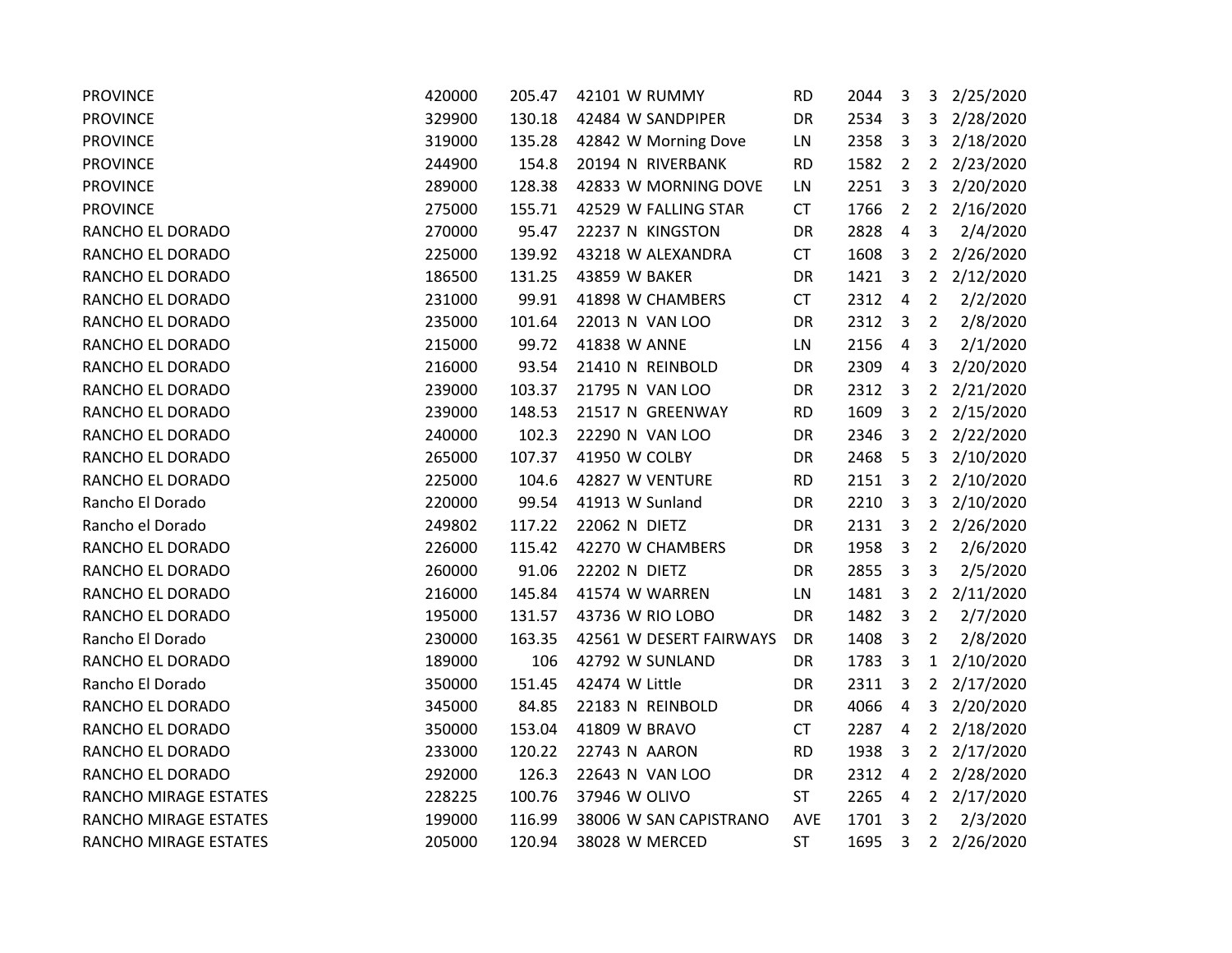| | | | | | | | | | |
|---|---|---|---|---|---|---|---|---|---|
| PROVINCE | 420000 | 205.47 | 42101 | W RUMMY | RD | 2044 | 3 | 3 | 2/25/2020 |
| PROVINCE | 329900 | 130.18 | 42484 | W SANDPIPER | DR | 2534 | 3 | 3 | 2/28/2020 |
| PROVINCE | 319000 | 135.28 | 42842 | W Morning Dove | LN | 2358 | 3 | 3 | 2/18/2020 |
| PROVINCE | 244900 | 154.8 | 20194 | N RIVERBANK | RD | 1582 | 2 | 2 | 2/23/2020 |
| PROVINCE | 289000 | 128.38 | 42833 | W MORNING DOVE | LN | 2251 | 3 | 3 | 2/20/2020 |
| PROVINCE | 275000 | 155.71 | 42529 | W FALLING STAR | CT | 1766 | 2 | 2 | 2/16/2020 |
| RANCHO EL DORADO | 270000 | 95.47 | 22237 | N KINGSTON | DR | 2828 | 4 | 3 | 2/4/2020 |
| RANCHO EL DORADO | 225000 | 139.92 | 43218 | W ALEXANDRA | CT | 1608 | 3 | 2 | 2/26/2020 |
| RANCHO EL DORADO | 186500 | 131.25 | 43859 | W BAKER | DR | 1421 | 3 | 2 | 2/12/2020 |
| RANCHO EL DORADO | 231000 | 99.91 | 41898 | W CHAMBERS | CT | 2312 | 4 | 2 | 2/2/2020 |
| RANCHO EL DORADO | 235000 | 101.64 | 22013 | N VAN LOO | DR | 2312 | 3 | 2 | 2/8/2020 |
| RANCHO EL DORADO | 215000 | 99.72 | 41838 | W ANNE | LN | 2156 | 4 | 3 | 2/1/2020 |
| RANCHO EL DORADO | 216000 | 93.54 | 21410 | N REINBOLD | DR | 2309 | 4 | 3 | 2/20/2020 |
| RANCHO EL DORADO | 239000 | 103.37 | 21795 | N VAN LOO | DR | 2312 | 3 | 2 | 2/21/2020 |
| RANCHO EL DORADO | 239000 | 148.53 | 21517 | N GREENWAY | RD | 1609 | 3 | 2 | 2/15/2020 |
| RANCHO EL DORADO | 240000 | 102.3 | 22290 | N VAN LOO | DR | 2346 | 3 | 2 | 2/22/2020 |
| RANCHO EL DORADO | 265000 | 107.37 | 41950 | W COLBY | DR | 2468 | 5 | 3 | 2/10/2020 |
| RANCHO EL DORADO | 225000 | 104.6 | 42827 | W VENTURE | RD | 2151 | 3 | 2 | 2/10/2020 |
| Rancho El Dorado | 220000 | 99.54 | 41913 | W Sunland | DR | 2210 | 3 | 3 | 2/10/2020 |
| Rancho el Dorado | 249802 | 117.22 | 22062 | N DIETZ | DR | 2131 | 3 | 2 | 2/26/2020 |
| RANCHO EL DORADO | 226000 | 115.42 | 42270 | W CHAMBERS | DR | 1958 | 3 | 2 | 2/6/2020 |
| RANCHO EL DORADO | 260000 | 91.06 | 22202 | N DIETZ | DR | 2855 | 3 | 3 | 2/5/2020 |
| RANCHO EL DORADO | 216000 | 145.84 | 41574 | W WARREN | LN | 1481 | 3 | 2 | 2/11/2020 |
| RANCHO EL DORADO | 195000 | 131.57 | 43736 | W RIO LOBO | DR | 1482 | 3 | 2 | 2/7/2020 |
| Rancho El Dorado | 230000 | 163.35 | 42561 | W DESERT FAIRWAYS | DR | 1408 | 3 | 2 | 2/8/2020 |
| RANCHO EL DORADO | 189000 | 106 | 42792 | W SUNLAND | DR | 1783 | 3 | 1 | 2/10/2020 |
| Rancho El Dorado | 350000 | 151.45 | 42474 | W Little | DR | 2311 | 3 | 2 | 2/17/2020 |
| RANCHO EL DORADO | 345000 | 84.85 | 22183 | N REINBOLD | DR | 4066 | 4 | 3 | 2/20/2020 |
| RANCHO EL DORADO | 350000 | 153.04 | 41809 | W BRAVO | CT | 2287 | 4 | 2 | 2/18/2020 |
| RANCHO EL DORADO | 233000 | 120.22 | 22743 | N AARON | RD | 1938 | 3 | 2 | 2/17/2020 |
| RANCHO EL DORADO | 292000 | 126.3 | 22643 | N VAN LOO | DR | 2312 | 4 | 2 | 2/28/2020 |
| RANCHO MIRAGE ESTATES | 228225 | 100.76 | 37946 | W OLIVO | ST | 2265 | 4 | 2 | 2/17/2020 |
| RANCHO MIRAGE ESTATES | 199000 | 116.99 | 38006 | W SAN CAPISTRANO | AVE | 1701 | 3 | 2 | 2/3/2020 |
| RANCHO MIRAGE ESTATES | 205000 | 120.94 | 38028 | W MERCED | ST | 1695 | 3 | 2 | 2/26/2020 |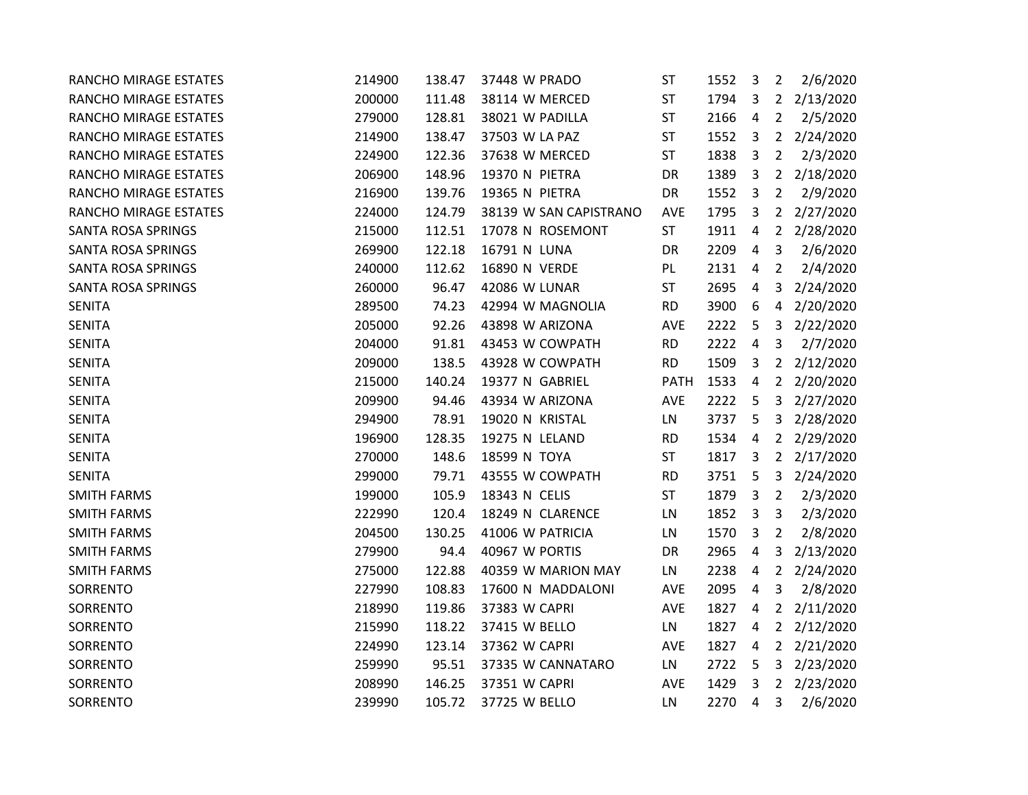| | | | | | | | | | |
|---|---|---|---|---|---|---|---|---|---|
| RANCHO MIRAGE ESTATES | 214900 | 138.47 | 37448 W PRADO | ST | 1552 | 3 | 2 | 2/6/2020 |
| RANCHO MIRAGE ESTATES | 200000 | 111.48 | 38114 W MERCED | ST | 1794 | 3 | 2 | 2/13/2020 |
| RANCHO MIRAGE ESTATES | 279000 | 128.81 | 38021 W PADILLA | ST | 2166 | 4 | 2 | 2/5/2020 |
| RANCHO MIRAGE ESTATES | 214900 | 138.47 | 37503 W LA PAZ | ST | 1552 | 3 | 2 | 2/24/2020 |
| RANCHO MIRAGE ESTATES | 224900 | 122.36 | 37638 W MERCED | ST | 1838 | 3 | 2 | 2/3/2020 |
| RANCHO MIRAGE ESTATES | 206900 | 148.96 | 19370 N PIETRA | DR | 1389 | 3 | 2 | 2/18/2020 |
| RANCHO MIRAGE ESTATES | 216900 | 139.76 | 19365 N PIETRA | DR | 1552 | 3 | 2 | 2/9/2020 |
| RANCHO MIRAGE ESTATES | 224000 | 124.79 | 38139 W SAN CAPISTRANO | AVE | 1795 | 3 | 2 | 2/27/2020 |
| SANTA ROSA SPRINGS | 215000 | 112.51 | 17078 N ROSEMONT | ST | 1911 | 4 | 2 | 2/28/2020 |
| SANTA ROSA SPRINGS | 269900 | 122.18 | 16791 N LUNA | DR | 2209 | 4 | 3 | 2/6/2020 |
| SANTA ROSA SPRINGS | 240000 | 112.62 | 16890 N VERDE | PL | 2131 | 4 | 2 | 2/4/2020 |
| SANTA ROSA SPRINGS | 260000 | 96.47 | 42086 W LUNAR | ST | 2695 | 4 | 3 | 2/24/2020 |
| SENITA | 289500 | 74.23 | 42994 W MAGNOLIA | RD | 3900 | 6 | 4 | 2/20/2020 |
| SENITA | 205000 | 92.26 | 43898 W ARIZONA | AVE | 2222 | 5 | 3 | 2/22/2020 |
| SENITA | 204000 | 91.81 | 43453 W COWPATH | RD | 2222 | 4 | 3 | 2/7/2020 |
| SENITA | 209000 | 138.5 | 43928 W COWPATH | RD | 1509 | 3 | 2 | 2/12/2020 |
| SENITA | 215000 | 140.24 | 19377 N GABRIEL | PATH | 1533 | 4 | 2 | 2/20/2020 |
| SENITA | 209900 | 94.46 | 43934 W ARIZONA | AVE | 2222 | 5 | 3 | 2/27/2020 |
| SENITA | 294900 | 78.91 | 19020 N KRISTAL | LN | 3737 | 5 | 3 | 2/28/2020 |
| SENITA | 196900 | 128.35 | 19275 N LELAND | RD | 1534 | 4 | 2 | 2/29/2020 |
| SENITA | 270000 | 148.6 | 18599 N TOYA | ST | 1817 | 3 | 2 | 2/17/2020 |
| SENITA | 299000 | 79.71 | 43555 W COWPATH | RD | 3751 | 5 | 3 | 2/24/2020 |
| SMITH FARMS | 199000 | 105.9 | 18343 N CELIS | ST | 1879 | 3 | 2 | 2/3/2020 |
| SMITH FARMS | 222990 | 120.4 | 18249 N CLARENCE | LN | 1852 | 3 | 3 | 2/3/2020 |
| SMITH FARMS | 204500 | 130.25 | 41006 W PATRICIA | LN | 1570 | 3 | 2 | 2/8/2020 |
| SMITH FARMS | 279900 | 94.4 | 40967 W PORTIS | DR | 2965 | 4 | 3 | 2/13/2020 |
| SMITH FARMS | 275000 | 122.88 | 40359 W MARION MAY | LN | 2238 | 4 | 2 | 2/24/2020 |
| SORRENTO | 227990 | 108.83 | 17600 N MADDALONI | AVE | 2095 | 4 | 3 | 2/8/2020 |
| SORRENTO | 218990 | 119.86 | 37383 W CAPRI | AVE | 1827 | 4 | 2 | 2/11/2020 |
| SORRENTO | 215990 | 118.22 | 37415 W BELLO | LN | 1827 | 4 | 2 | 2/12/2020 |
| SORRENTO | 224990 | 123.14 | 37362 W CAPRI | AVE | 1827 | 4 | 2 | 2/21/2020 |
| SORRENTO | 259990 | 95.51 | 37335 W CANNATARO | LN | 2722 | 5 | 3 | 2/23/2020 |
| SORRENTO | 208990 | 146.25 | 37351 W CAPRI | AVE | 1429 | 3 | 2 | 2/23/2020 |
| SORRENTO | 239990 | 105.72 | 37725 W BELLO | LN | 2270 | 4 | 3 | 2/6/2020 |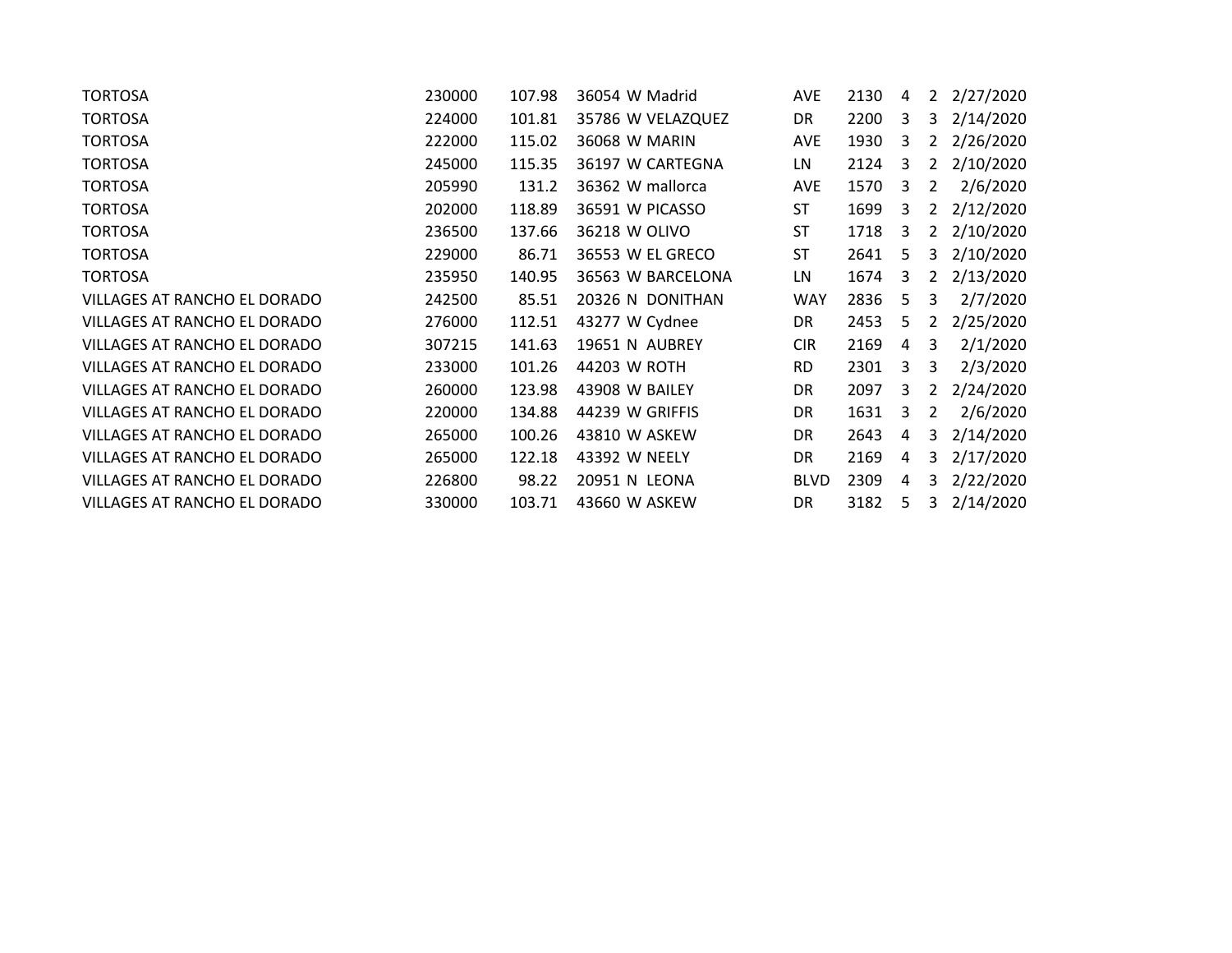| | | | | | | | | | |
|---|---|---|---|---|---|---|---|---|---|
| TORTOSA | 230000 | 107.98 | 36054 | W Madrid | AVE | 2130 | 4 | 2 | 2/27/2020 |
| TORTOSA | 224000 | 101.81 | 35786 | W VELAZQUEZ | DR | 2200 | 3 | 3 | 2/14/2020 |
| TORTOSA | 222000 | 115.02 | 36068 | W MARIN | AVE | 1930 | 3 | 2 | 2/26/2020 |
| TORTOSA | 245000 | 115.35 | 36197 | W CARTEGNA | LN | 2124 | 3 | 2 | 2/10/2020 |
| TORTOSA | 205990 | 131.2 | 36362 | W mallorca | AVE | 1570 | 3 | 2 | 2/6/2020 |
| TORTOSA | 202000 | 118.89 | 36591 | W PICASSO | ST | 1699 | 3 | 2 | 2/12/2020 |
| TORTOSA | 236500 | 137.66 | 36218 | W OLIVO | ST | 1718 | 3 | 2 | 2/10/2020 |
| TORTOSA | 229000 | 86.71 | 36553 | W EL GRECO | ST | 2641 | 5 | 3 | 2/10/2020 |
| TORTOSA | 235950 | 140.95 | 36563 | W BARCELONA | LN | 1674 | 3 | 2 | 2/13/2020 |
| VILLAGES AT RANCHO EL DORADO | 242500 | 85.51 | 20326 | N DONITHAN | WAY | 2836 | 5 | 3 | 2/7/2020 |
| VILLAGES AT RANCHO EL DORADO | 276000 | 112.51 | 43277 | W Cydnee | DR | 2453 | 5 | 2 | 2/25/2020 |
| VILLAGES AT RANCHO EL DORADO | 307215 | 141.63 | 19651 | N AUBREY | CIR | 2169 | 4 | 3 | 2/1/2020 |
| VILLAGES AT RANCHO EL DORADO | 233000 | 101.26 | 44203 | W ROTH | RD | 2301 | 3 | 3 | 2/3/2020 |
| VILLAGES AT RANCHO EL DORADO | 260000 | 123.98 | 43908 | W BAILEY | DR | 2097 | 3 | 2 | 2/24/2020 |
| VILLAGES AT RANCHO EL DORADO | 220000 | 134.88 | 44239 | W GRIFFIS | DR | 1631 | 3 | 2 | 2/6/2020 |
| VILLAGES AT RANCHO EL DORADO | 265000 | 100.26 | 43810 | W ASKEW | DR | 2643 | 4 | 3 | 2/14/2020 |
| VILLAGES AT RANCHO EL DORADO | 265000 | 122.18 | 43392 | W NEELY | DR | 2169 | 4 | 3 | 2/17/2020 |
| VILLAGES AT RANCHO EL DORADO | 226800 | 98.22 | 20951 | N LEONA | BLVD | 2309 | 4 | 3 | 2/22/2020 |
| VILLAGES AT RANCHO EL DORADO | 330000 | 103.71 | 43660 | W ASKEW | DR | 3182 | 5 | 3 | 2/14/2020 |